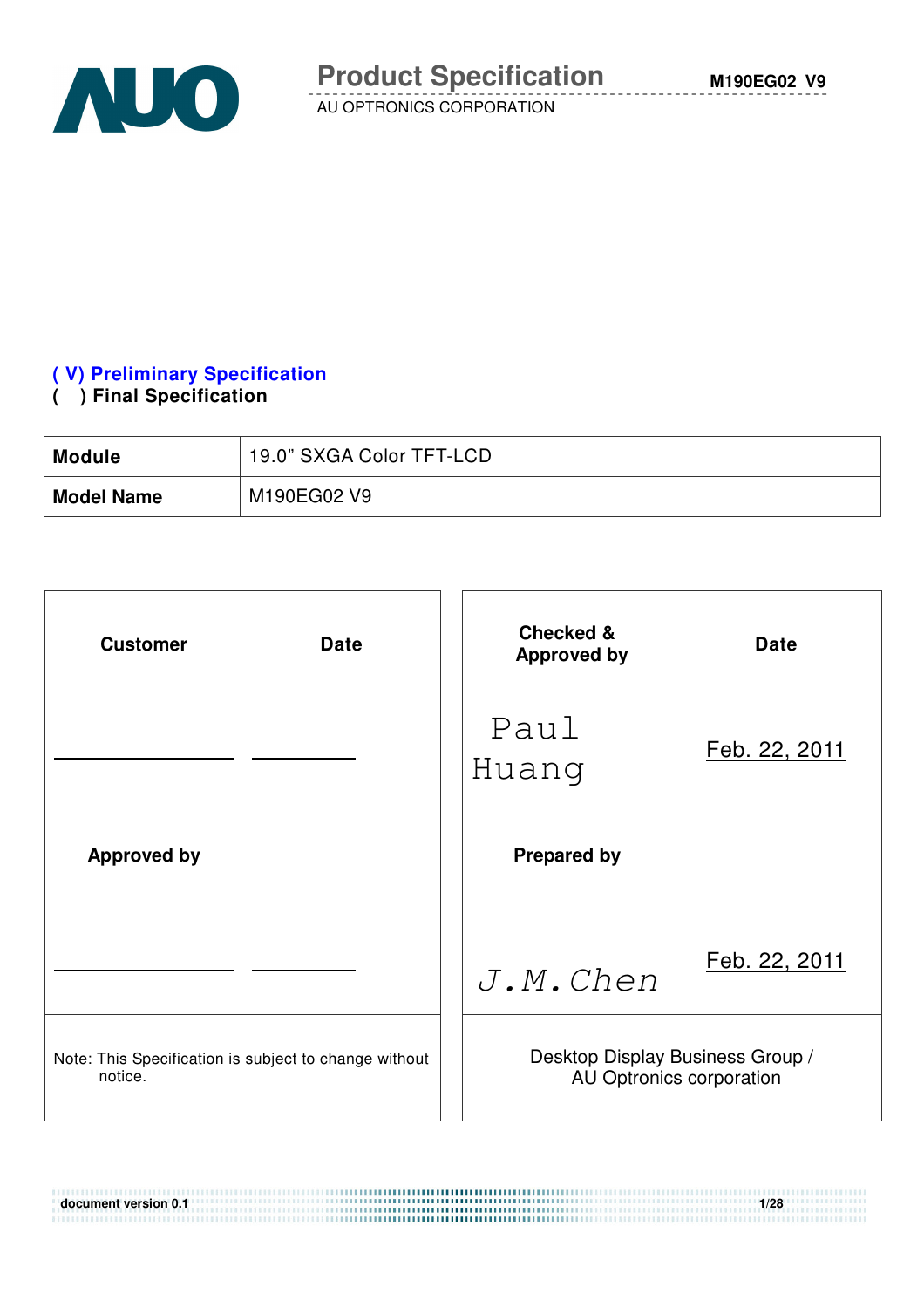# Product Specification

AU OPTRONICS CORPORATION

**( V) Preliminary Specification**
**(   ) Final Specification**

| **Module** | 19.0" SXGA Color TFT-LCD |
|---|---|
| **Model Name** | M190EG02 V9 |

| Customer | Date | Checked & Approved by | Date |
|---|---|---|---|
| \_\_\_\_\_\_\_\_\_\_ | \_\_\_\_\_\_ | Paul Huang | Feb. 22, 2011 |
| **Approved by** | | **Prepared by** | |
| \_\_\_\_\_\_\_\_\_\_ | \_\_\_\_\_\_ | J.M.Chen | Feb. 22, 2011 |
| Note: This Specification is subject to change without notice. | | Desktop Display Business Group / AU Optronics corporation | |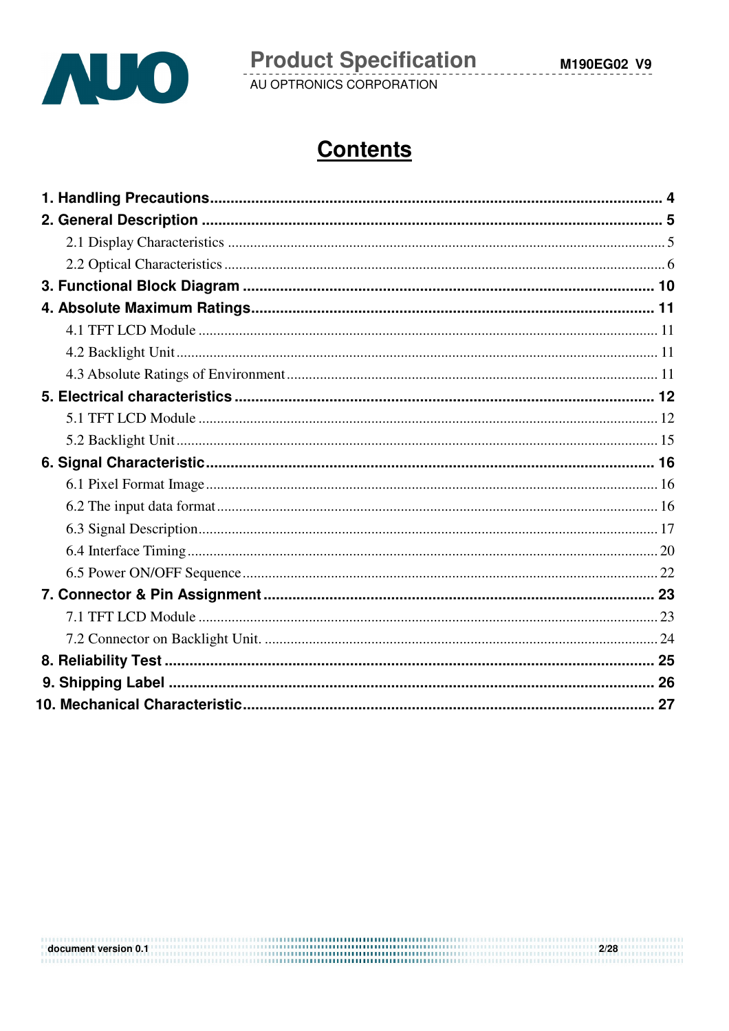# Contents

**1. Handling Precautions** .......... 4

**2. General Description** .......... 5

- 2.1 Display Characteristics .......... 5
- 2.2 Optical Characteristics .......... 6

**3. Functional Block Diagram** .......... 10

**4. Absolute Maximum Ratings** .......... 11

- 4.1 TFT LCD Module .......... 11
- 4.2 Backlight Unit .......... 11
- 4.3 Absolute Ratings of Environment .......... 11

**5. Electrical characteristics** .......... 12

- 5.1 TFT LCD Module .......... 12
- 5.2 Backlight Unit .......... 15

**6. Signal Characteristic** .......... 16

- 6.1 Pixel Format Image .......... 16
- 6.2 The input data format .......... 16
- 6.3 Signal Description .......... 17
- 6.4 Interface Timing .......... 20
- 6.5 Power ON/OFF Sequence .......... 22

**7. Connector & Pin Assignment** .......... 23

- 7.1 TFT LCD Module .......... 23
- 7.2 Connector on Backlight Unit. .......... 24

**8. Reliability Test** .......... 25

**9. Shipping Label** .......... 26

**10. Mechanical Characteristic** .......... 27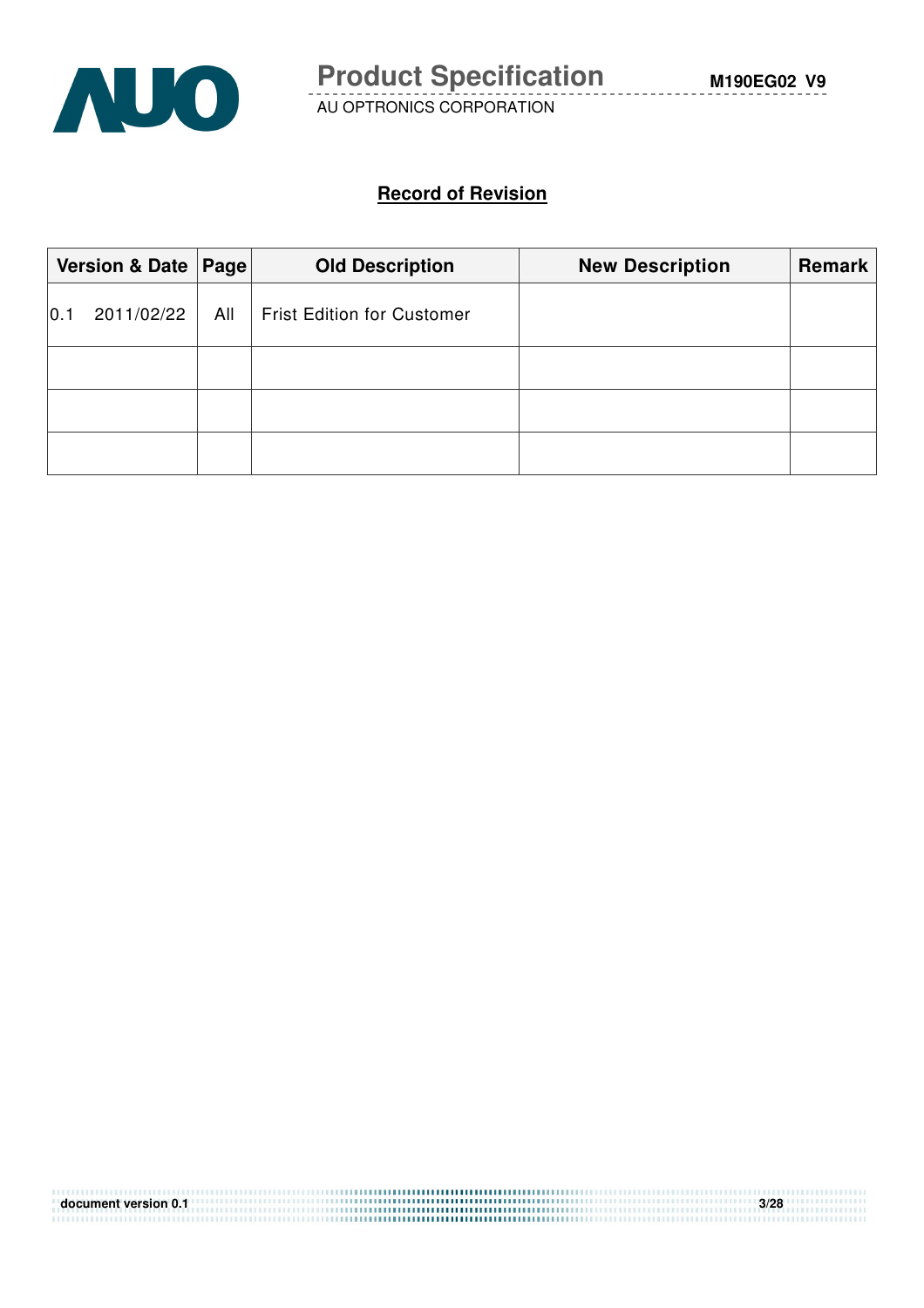## Record of Revision

| Version & Date | Page | Old Description | New Description | Remark |
|---|---|---|---|---|
| 0.1 2011/02/22 | All | Frist Edition for Customer | | |
| | | | | |
| | | | | |
| | | | | |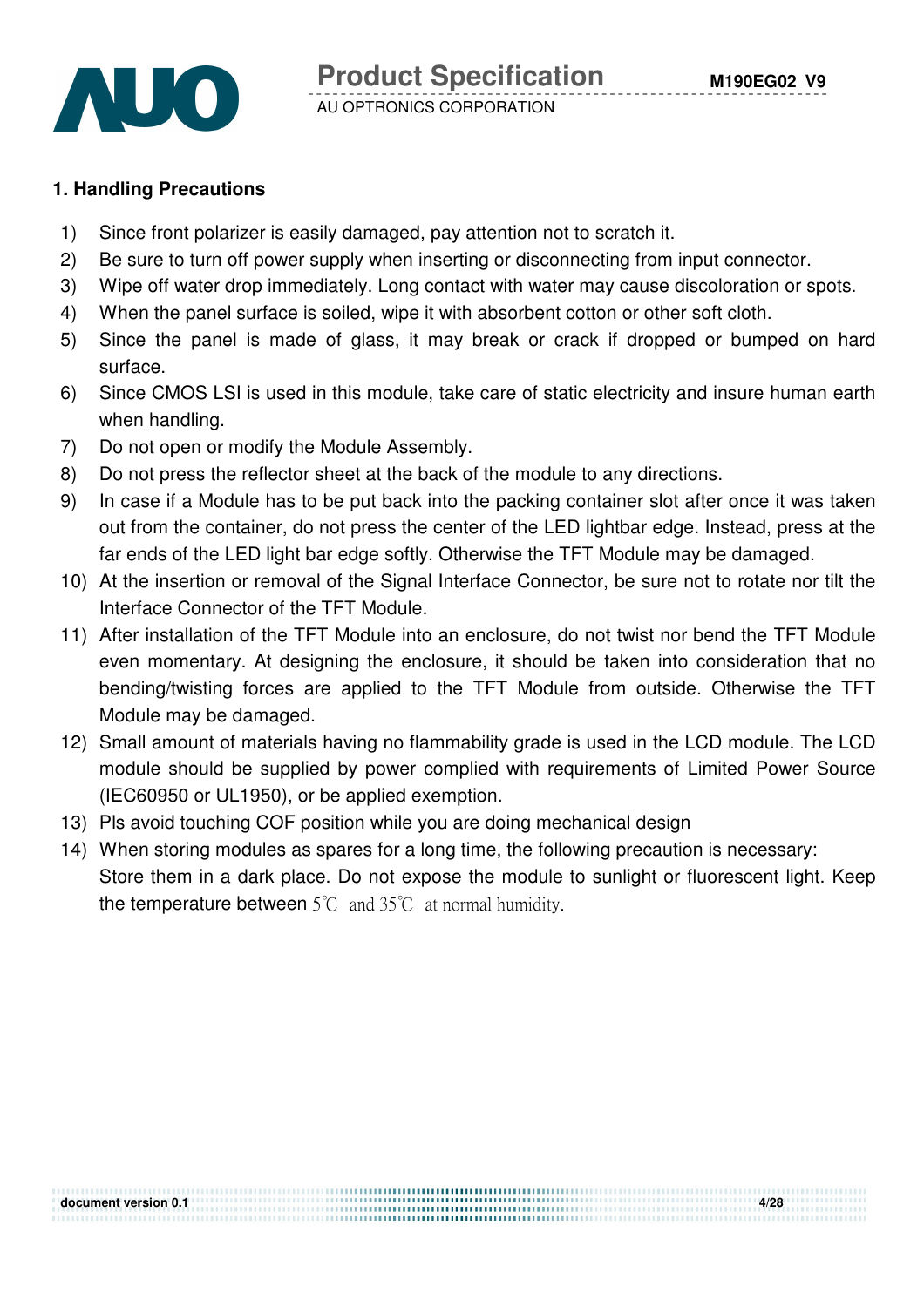## 1. Handling Precautions

1) Since front polarizer is easily damaged, pay attention not to scratch it.
2) Be sure to turn off power supply when inserting or disconnecting from input connector.
3) Wipe off water drop immediately. Long contact with water may cause discoloration or spots.
4) When the panel surface is soiled, wipe it with absorbent cotton or other soft cloth.
5) Since the panel is made of glass, it may break or crack if dropped or bumped on hard surface.
6) Since CMOS LSI is used in this module, take care of static electricity and insure human earth when handling.
7) Do not open or modify the Module Assembly.
8) Do not press the reflector sheet at the back of the module to any directions.
9) In case if a Module has to be put back into the packing container slot after once it was taken out from the container, do not press the center of the LED lightbar edge. Instead, press at the far ends of the LED light bar edge softly. Otherwise the TFT Module may be damaged.
10) At the insertion or removal of the Signal Interface Connector, be sure not to rotate nor tilt the Interface Connector of the TFT Module.
11) After installation of the TFT Module into an enclosure, do not twist nor bend the TFT Module even momentary. At designing the enclosure, it should be taken into consideration that no bending/twisting forces are applied to the TFT Module from outside. Otherwise the TFT Module may be damaged.
12) Small amount of materials having no flammability grade is used in the LCD module. The LCD module should be supplied by power complied with requirements of Limited Power Source (IEC60950 or UL1950), or be applied exemption.
13) Pls avoid touching COF position while you are doing mechanical design
14) When storing modules as spares for a long time, the following precaution is necessary: Store them in a dark place. Do not expose the module to sunlight or fluorescent light. Keep the temperature between 5℃ and 35℃ at normal humidity.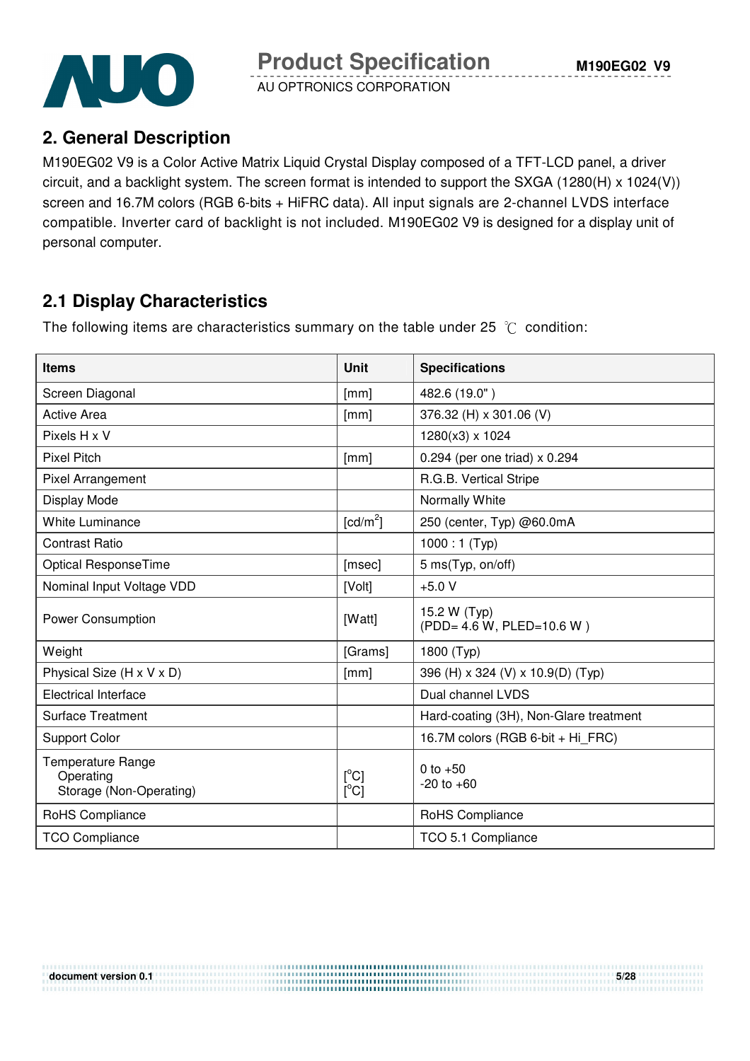## 2. General Description

M190EG02 V9 is a Color Active Matrix Liquid Crystal Display composed of a TFT-LCD panel, a driver circuit, and a backlight system. The screen format is intended to support the SXGA (1280(H) x 1024(V)) screen and 16.7M colors (RGB 6-bits + HiFRC data). All input signals are 2-channel LVDS interface compatible. Inverter card of backlight is not included. M190EG02 V9 is designed for a display unit of personal computer.

### 2.1 Display Characteristics

The following items are characteristics summary on the table under 25 ℃ condition:

| Items | Unit | Specifications |
|---|---|---|
| Screen Diagonal | [mm] | 482.6 (19.0" ) |
| Active Area | [mm] | 376.32 (H) x 301.06 (V) |
| Pixels H x V | | 1280(x3) x 1024 |
| Pixel Pitch | [mm] | 0.294 (per one triad) x 0.294 |
| Pixel Arrangement | | R.G.B. Vertical Stripe |
| Display Mode | | Normally White |
| White Luminance | [cd/m$^2$] | 250 (center, Typ) @60.0mA |
| Contrast Ratio | | 1000 : 1 (Typ) |
| Optical ResponseTime | [msec] | 5 ms(Typ, on/off) |
| Nominal Input Voltage VDD | [Volt] | +5.0 V |
| Power Consumption | [Watt] | 15.2 W (Typ)<br>(PDD= 4.6 W, PLED=10.6 W ) |
| Weight | [Grams] | 1800 (Typ) |
| Physical Size (H x V x D) | [mm] | 396 (H) x 324 (V) x 10.9(D) (Typ) |
| Electrical Interface | | Dual channel LVDS |
| Surface Treatment | | Hard-coating (3H), Non-Glare treatment |
| Support Color | | 16.7M colors (RGB 6-bit + Hi_FRC) |
| Temperature Range<br>Operating<br>Storage (Non-Operating) | <br>[°C]<br>[°C] | <br>0 to +50<br>-20 to +60 |
| RoHS Compliance | | RoHS Compliance |
| TCO Compliance | | TCO 5.1 Compliance |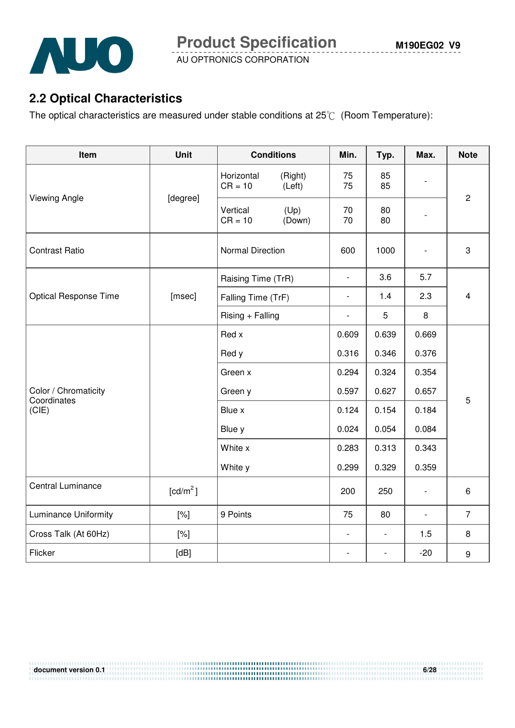## 2.2 Optical Characteristics

The optical characteristics are measured under stable conditions at 25℃ (Room Temperature):

| Item | Unit | Conditions | Min. | Typ. | Max. | Note |
|---|---|---|---|---|---|---|
| Viewing Angle | [degree] | Horizontal (Right) CR = 10 (Left) | 75 75 | 85 85 | - | 2 |
| | | Vertical (Up) CR = 10 (Down) | 70 70 | 80 80 | - | |
| Contrast Ratio | | Normal Direction | 600 | 1000 | - | 3 |
| Optical Response Time | [msec] | Raising Time (TrR) | - | 3.6 | 5.7 | 4 |
| | | Falling Time (TrF) | - | 1.4 | 2.3 | |
| | | Rising + Falling | - | 5 | 8 | |
| Color / Chromaticity Coordinates (CIE) | | Red x | 0.609 | 0.639 | 0.669 | 5 |
| | | Red y | 0.316 | 0.346 | 0.376 | |
| | | Green x | 0.294 | 0.324 | 0.354 | |
| | | Green y | 0.597 | 0.627 | 0.657 | |
| | | Blue x | 0.124 | 0.154 | 0.184 | |
| | | Blue y | 0.024 | 0.054 | 0.084 | |
| | | White x | 0.283 | 0.313 | 0.343 | |
| | | White y | 0.299 | 0.329 | 0.359 | |
| Central Luminance | [cd/m$^2$] | | 200 | 250 | - | 6 |
| Luminance Uniformity | [%] | 9 Points | 75 | 80 | - | 7 |
| Cross Talk (At 60Hz) | [%] | | - | - | 1.5 | 8 |
| Flicker | [dB] | | - | - | -20 | 9 |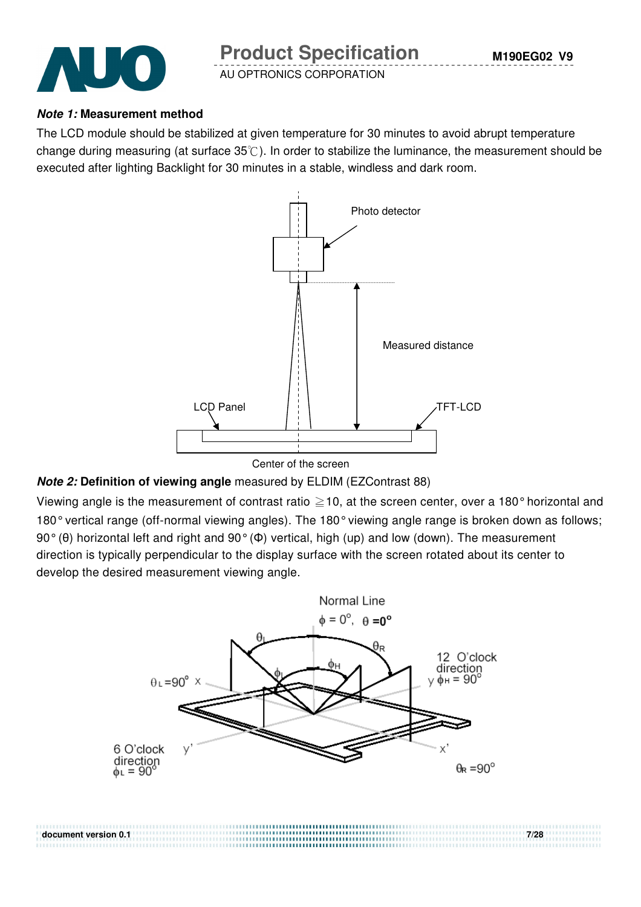***Note 1:*** **Measurement method**

The LCD module should be stabilized at given temperature for 30 minutes to avoid abrupt temperature change during measuring (at surface 35℃). In order to stabilize the luminance, the measurement should be executed after lighting Backlight for 30 minutes in a stable, windless and dark room.

***Note 2:*** **Definition of viewing angle** measured by ELDIM (EZContrast 88)

Viewing angle is the measurement of contrast ratio ≧10, at the screen center, over a 180° horizontal and 180° vertical range (off-normal viewing angles). The 180° viewing angle range is broken down as follows; 90° (θ) horizontal left and right and 90° (Φ) vertical, high (up) and low (down). The measurement direction is typically perpendicular to the display surface with the screen rotated about its center to develop the desired measurement viewing angle.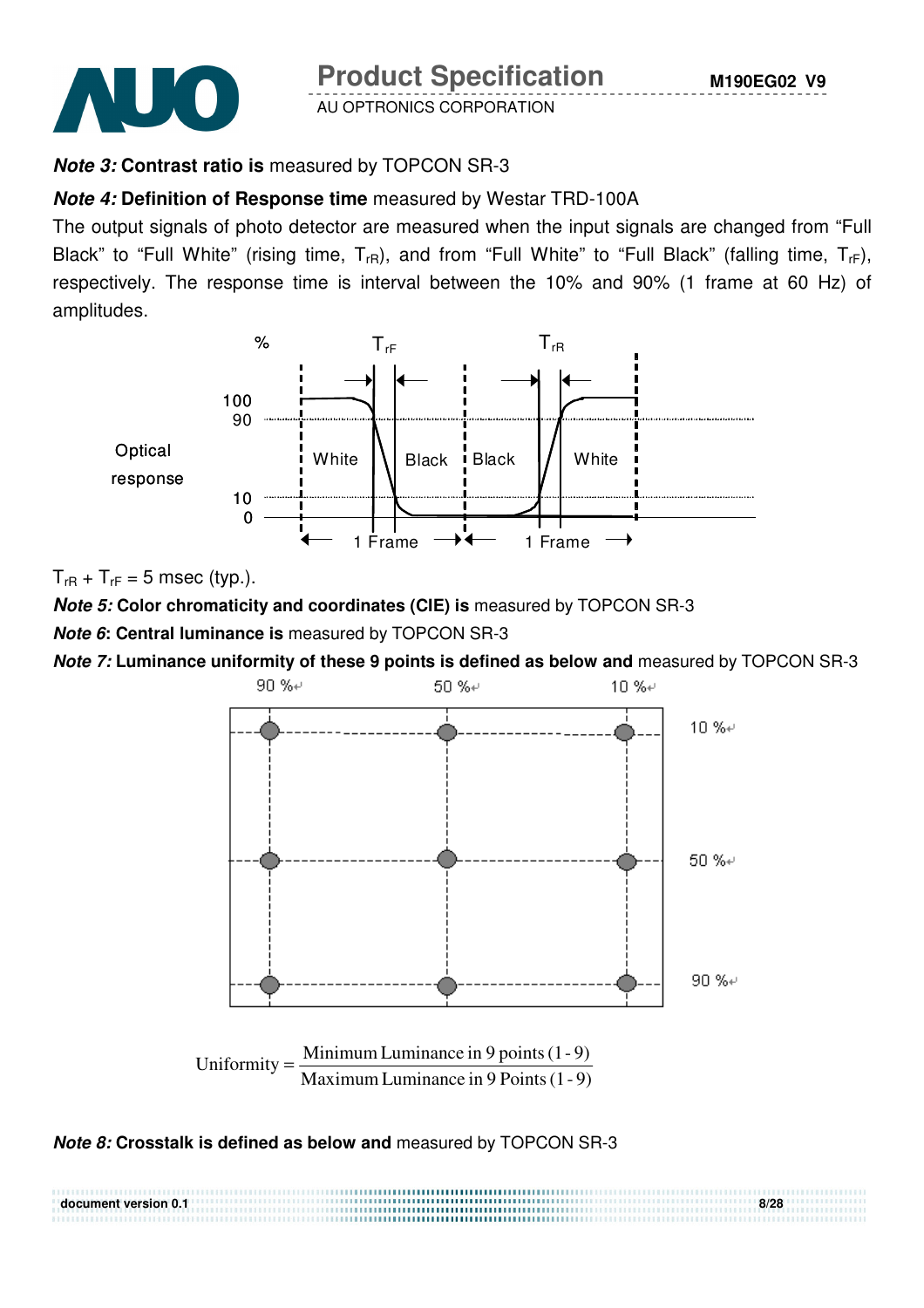***Note 3:*** **Contrast ratio is** measured by TOPCON SR-3

***Note 4:*** **Definition of Response time** measured by Westar TRD-100A

The output signals of photo detector are measured when the input signals are changed from "Full Black" to "Full White" (rising time, $T_{rR}$), and from "Full White" to "Full Black" (falling time, $T_{rF}$), respectively. The response time is interval between the 10% and 90% (1 frame at 60 Hz) of amplitudes.

$T_{rR} + T_{rF}$ = 5 msec (typ.).

***Note 5:*** **Color chromaticity and coordinates (CIE) is** measured by TOPCON SR-3

***Note 6*****: Central luminance is** measured by TOPCON SR-3

***Note 7:*** **Luminance uniformity of these 9 points is defined as below and** measured by TOPCON SR-3

$$\text{Uniformity} = \frac{\text{Minimum Luminance in 9 points (1 - 9)}}{\text{Maximum Luminance in 9 Points (1 - 9)}}$$

***Note 8:*** **Crosstalk is defined as below and** measured by TOPCON SR-3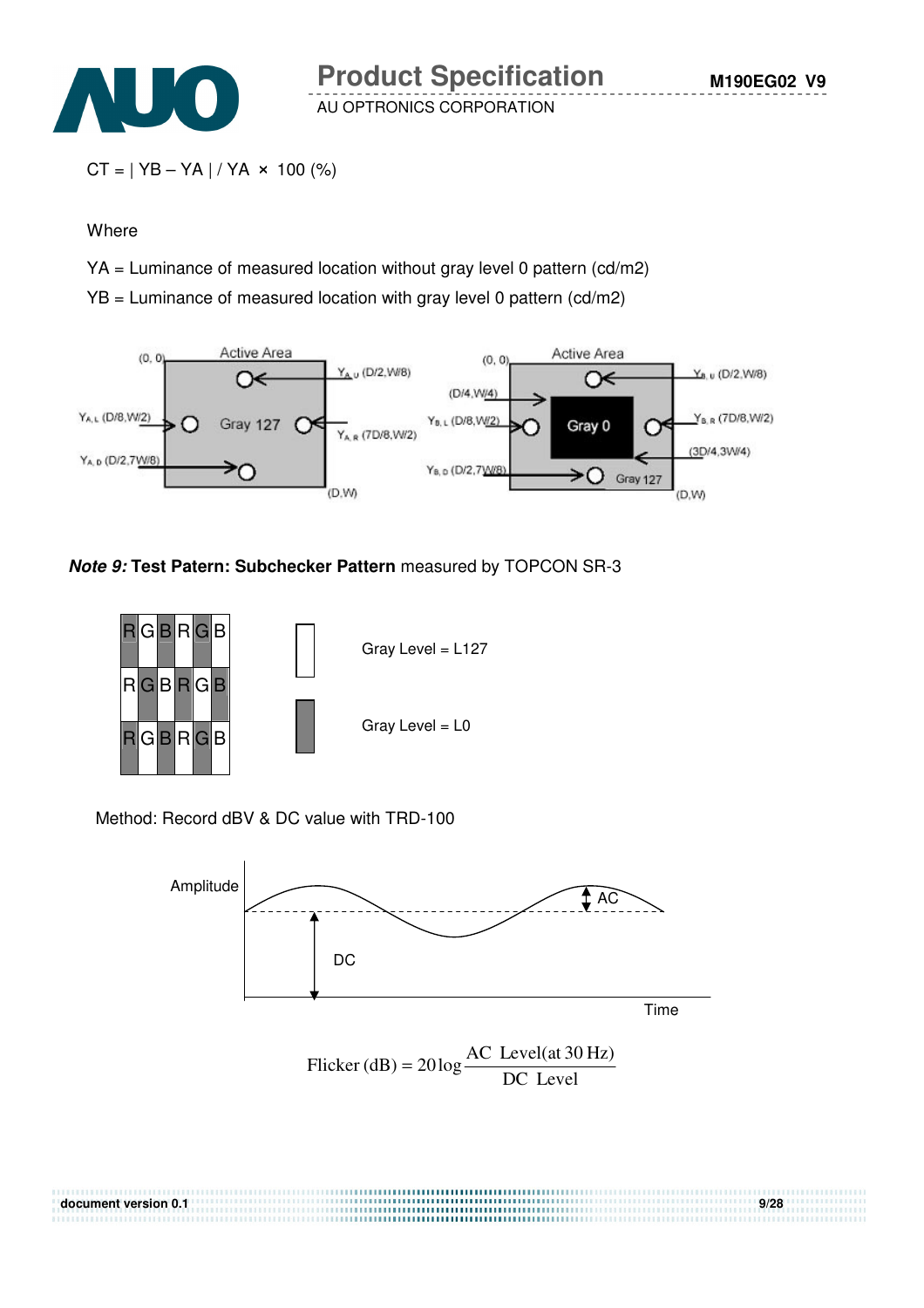CT = | YB – YA | / YA × 100 (%)

Where

YA = Luminance of measured location without gray level 0 pattern (cd/m2)

YB = Luminance of measured location with gray level 0 pattern (cd/m2)

***Note 9:*** **Test Patern: Subchecker Pattern** measured by TOPCON SR-3

Gray Level = L127

Gray Level = L0

Method: Record dBV & DC value with TRD-100

$$\text{Flicker (dB)} = 20\log\frac{\text{AC Level(at 30 Hz)}}{\text{DC Level}}$$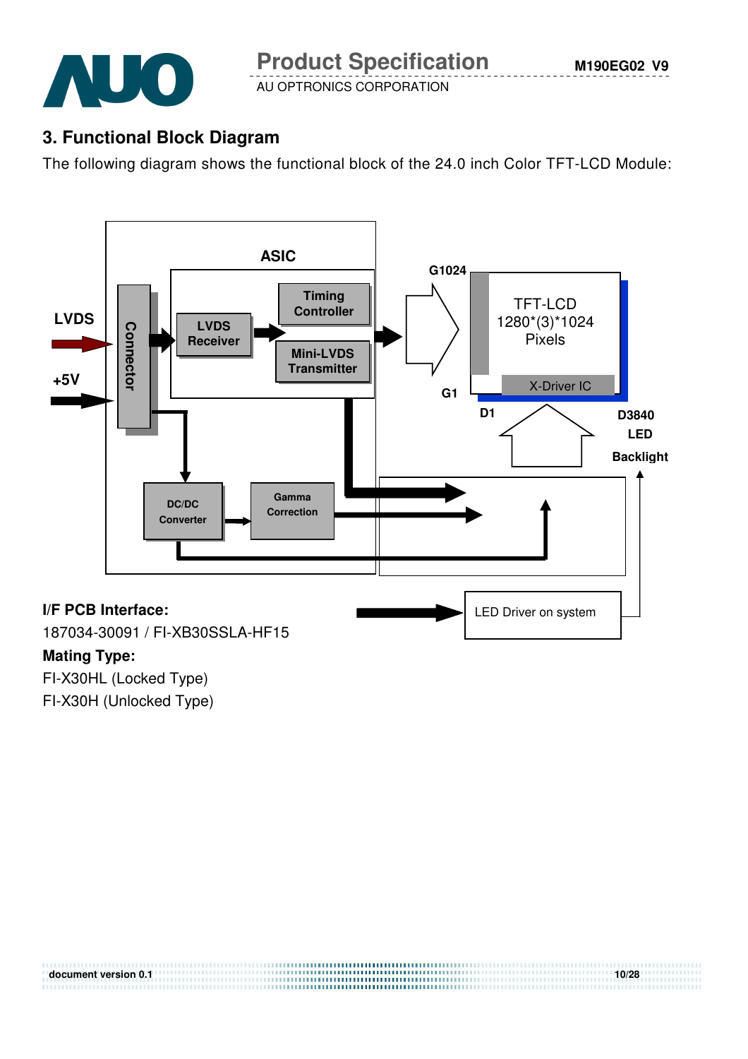## 3. Functional Block Diagram

The following diagram shows the functional block of the 24.0 inch Color TFT-LCD Module:

**I/F PCB Interface:**

187034-30091 / FI-XB30SSLA-HF15

**Mating Type:**

FI-X30HL (Locked Type)

FI-X30H (Unlocked Type)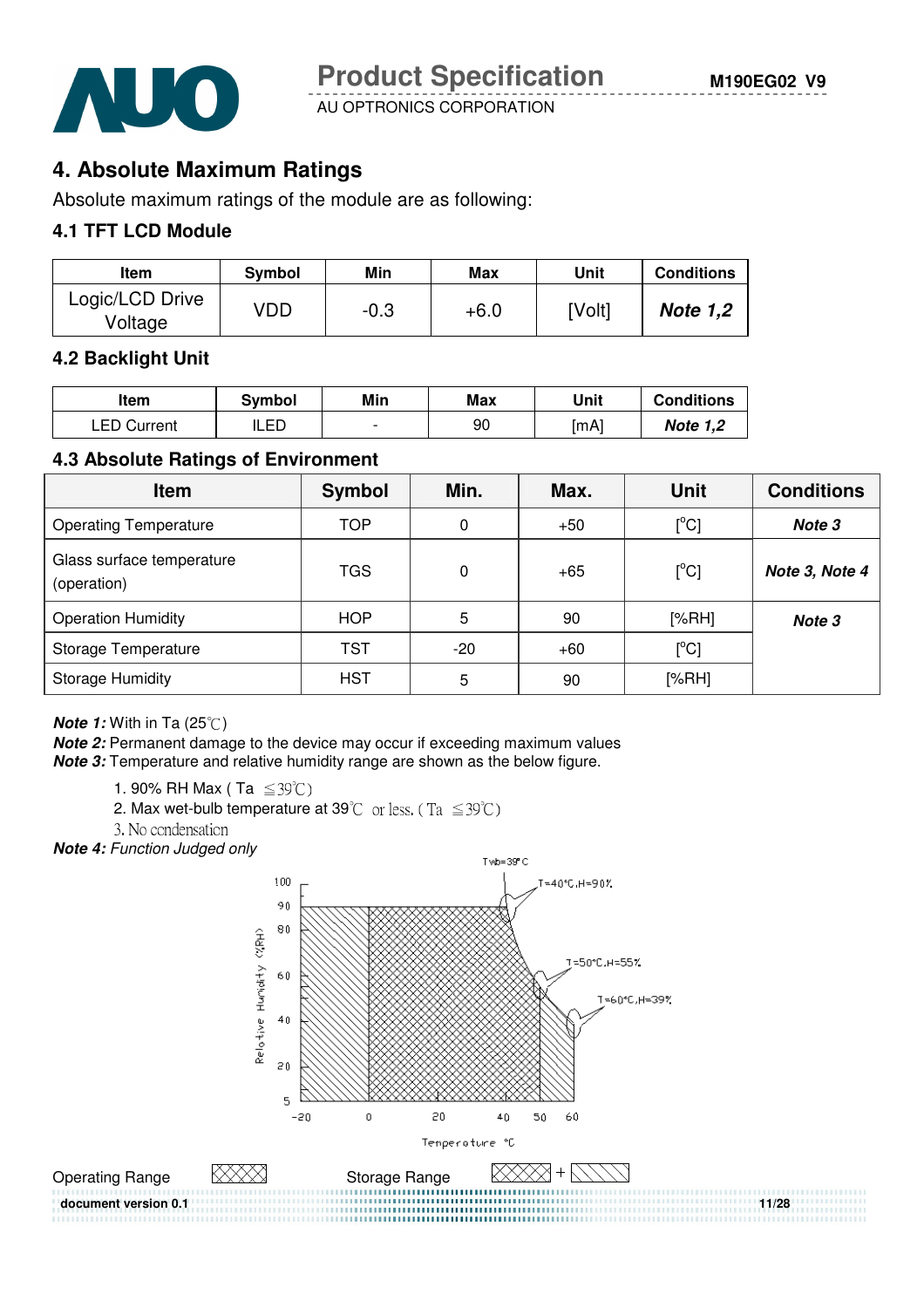## 4. Absolute Maximum Ratings

Absolute maximum ratings of the module are as following:

### 4.1 TFT LCD Module

| Item | Symbol | Min | Max | Unit | Conditions |
|---|---|---|---|---|---|
| Logic/LCD Drive Voltage | VDD | -0.3 | +6.0 | [Volt] | ***Note 1,2*** |

### 4.2 Backlight Unit

| Item | Symbol | Min | Max | Unit | Conditions |
|---|---|---|---|---|---|
| LED Current | ILED | - | 90 | [mA] | ***Note 1,2*** |

### 4.3 Absolute Ratings of Environment

| Item | Symbol | Min. | Max. | Unit | Conditions |
|---|---|---|---|---|---|
| Operating Temperature | TOP | 0 | +50 | [°C] | ***Note 3*** |
| Glass surface temperature (operation) | TGS | 0 | +65 | [°C] | ***Note 3, Note 4*** |
| Operation Humidity | HOP | 5 | 90 | [%RH] | ***Note 3*** |
| Storage Temperature | TST | -20 | +60 | [°C] | |
| Storage Humidity | HST | 5 | 90 | [%RH] | |

***Note 1:*** With in Ta (25℃)

***Note 2:*** Permanent damage to the device may occur if exceeding maximum values

***Note 3:*** Temperature and relative humidity range are shown as the below figure.

1. 90% RH Max ( Ta ≦39℃)
2. Max wet-bulb temperature at 39℃ or less. ( Ta ≦39℃)
3. No condensation

***Note 4:*** *Function Judged only*

Operating Range　　　Storage Range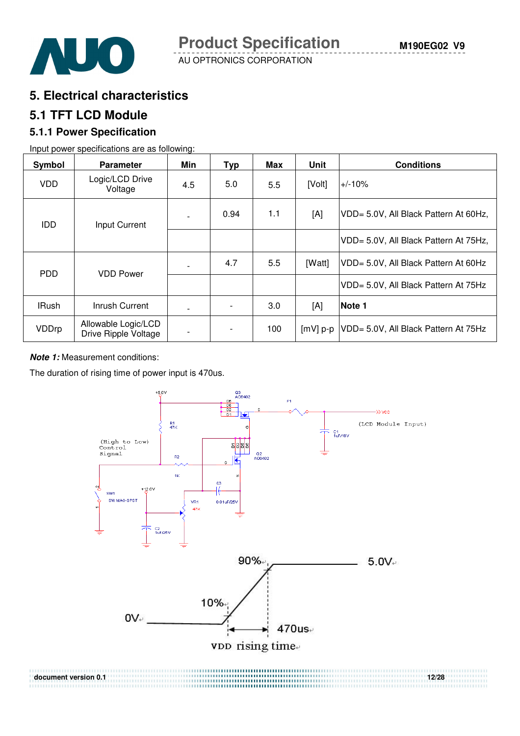# 5. Electrical characteristics

## 5.1 TFT LCD Module

### 5.1.1 Power Specification

Input power specifications are as following:

| Symbol | Parameter | Min | Typ | Max | Unit | Conditions |
|---|---|---|---|---|---|---|
| VDD | Logic/LCD Drive Voltage | 4.5 | 5.0 | 5.5 | [Volt] | +/-10% |
| IDD | Input Current | - | 0.94 | 1.1 | [A] | VDD= 5.0V, All Black Pattern At 60Hz, |
| | | | | | | VDD= 5.0V, All Black Pattern At 75Hz, |
| PDD | VDD Power | - | 4.7 | 5.5 | [Watt] | VDD= 5.0V, All Black Pattern At 60Hz |
| | | | | | | VDD= 5.0V, All Black Pattern At 75Hz |
| IRush | Inrush Current | - | - | 3.0 | [A] | **Note 1** |
| VDDrp | Allowable Logic/LCD Drive Ripple Voltage | - | - | 100 | [mV] p-p | VDD= 5.0V, All Black Pattern At 75Hz |

***Note 1:*** Measurement conditions:

The duration of rising time of power input is 470us.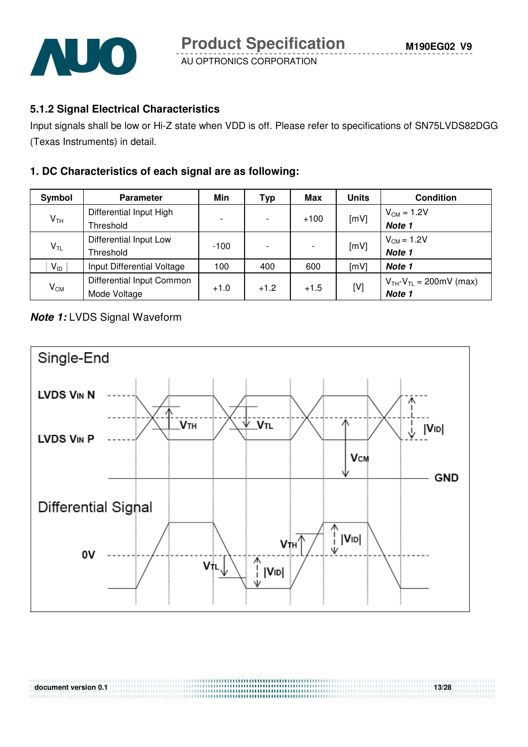### 5.1.2 Signal Electrical Characteristics

Input signals shall be low or Hi-Z state when VDD is off. Please refer to specifications of SN75LVDS82DGG (Texas Instruments) in detail.

#### 1. DC Characteristics of each signal are as following:

| Symbol | Parameter | Min | Typ | Max | Units | Condition |
|---|---|---|---|---|---|---|
| $V_{TH}$ | Differential Input High Threshold | - | - | +100 | [mV] | $V_{CM}$ = 1.2V ***Note 1*** |
| $V_{TL}$ | Differential Input Low Threshold | -100 | - | - | [mV] | $V_{CM}$ = 1.2V ***Note 1*** |
| $\|V_{ID}\|$ | Input Differential Voltage | 100 | 400 | 600 | [mV] | ***Note 1*** |
| $V_{CM}$ | Differential Input Common Mode Voltage | +1.0 | +1.2 | +1.5 | [V] | $V_{TH}$-$V_{TL}$ = 200mV (max) ***Note 1*** |

***Note 1:*** LVDS Signal Waveform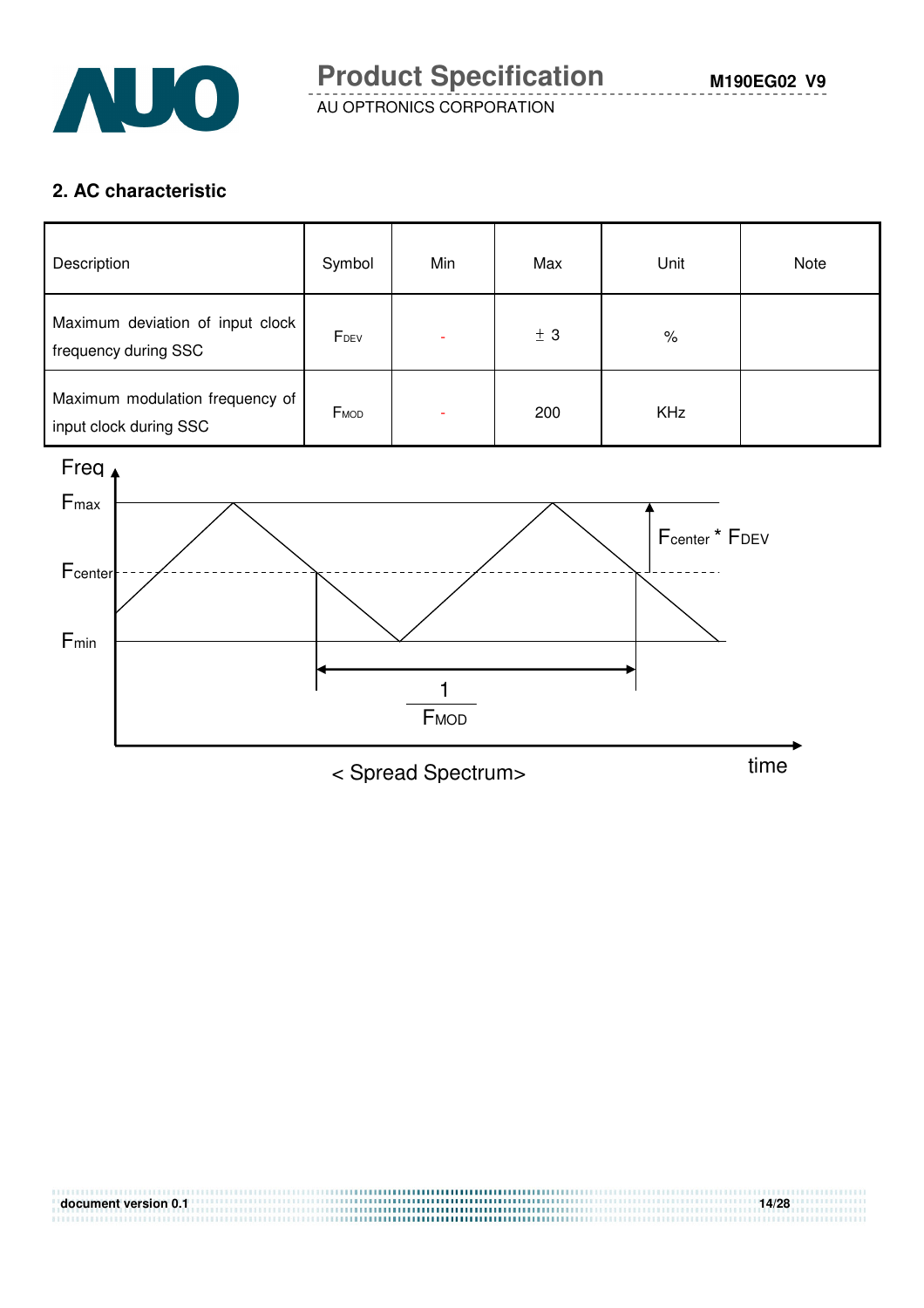## 2. AC characteristic

| Description | Symbol | Min | Max | Unit | Note |
|---|---|---|---|---|---|
| Maximum deviation of input clock frequency during SSC | $F_{DEV}$ | - | ± 3 | % | |
| Maximum modulation frequency of input clock during SSC | $F_{MOD}$ | - | 200 | KHz | |

Freq

$F_{max}$

$F_{center}$

$F_{min}$

$F_{center}$ * $F_{DEV}$

$\frac{1}{F_{MOD}}$

time

< Spread Spectrum>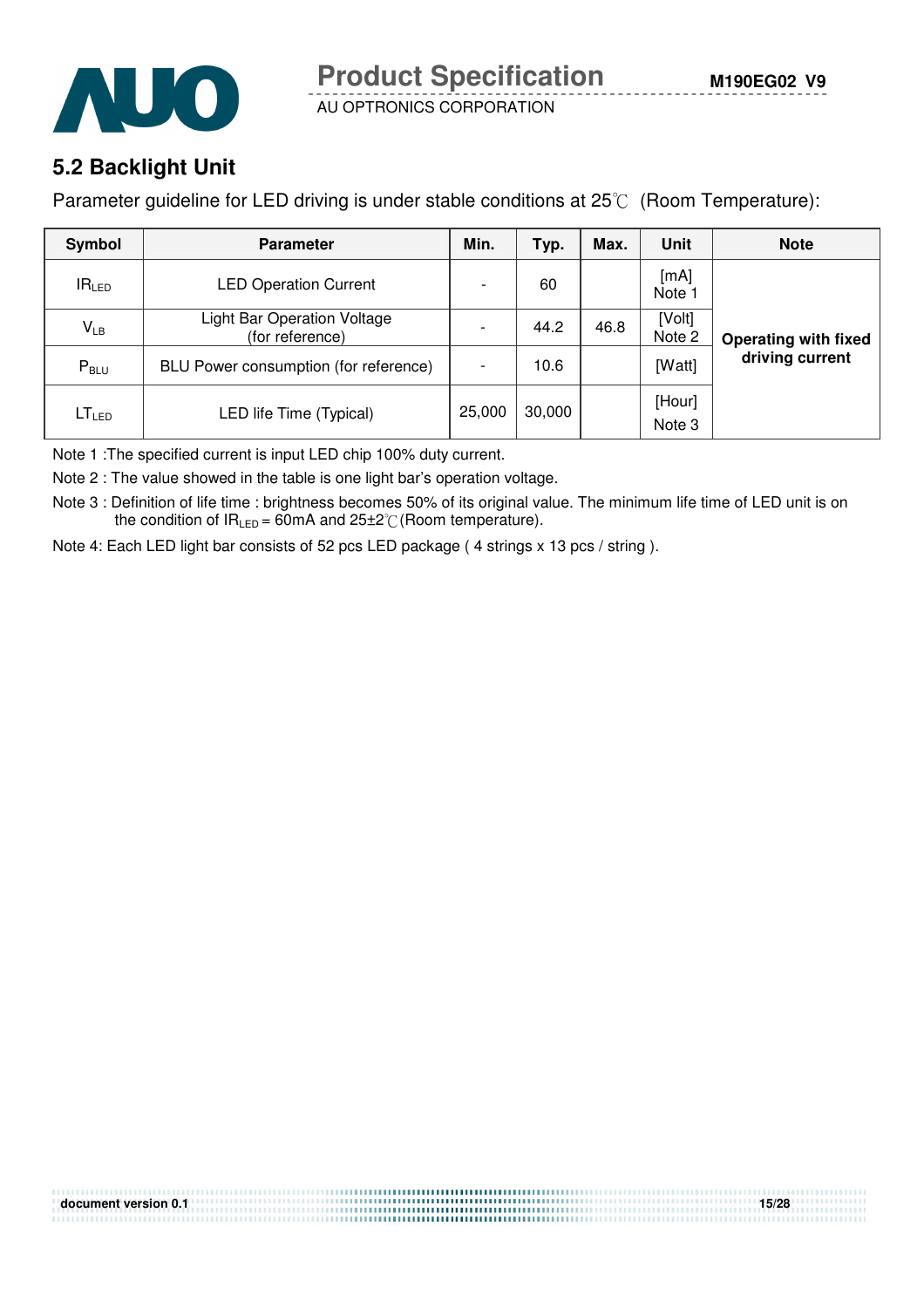## 5.2 Backlight Unit

Parameter guideline for LED driving is under stable conditions at 25℃ (Room Temperature):

| Symbol | Parameter | Min. | Typ. | Max. | Unit | Note |
|---|---|---|---|---|---|---|
| $IR_{LED}$ | LED Operation Current | - | 60 | | [mA] Note 1 | **Operating with fixed driving current** |
| $V_{LB}$ | Light Bar Operation Voltage (for reference) | - | 44.2 | 46.8 | [Volt] Note 2 | |
| $P_{BLU}$ | BLU Power consumption (for reference) | - | 10.6 | | [Watt] | |
| $LT_{LED}$ | LED life Time (Typical) | 25,000 | 30,000 | | [Hour] Note 3 | |

Note 1 :The specified current is input LED chip 100% duty current.

Note 2 : The value showed in the table is one light bar's operation voltage.

Note 3 : Definition of life time : brightness becomes 50% of its original value. The minimum life time of LED unit is on the condition of $IR_{LED}$ = 60mA and 25±2℃ (Room temperature).

Note 4: Each LED light bar consists of 52 pcs LED package ( 4 strings x 13 pcs / string ).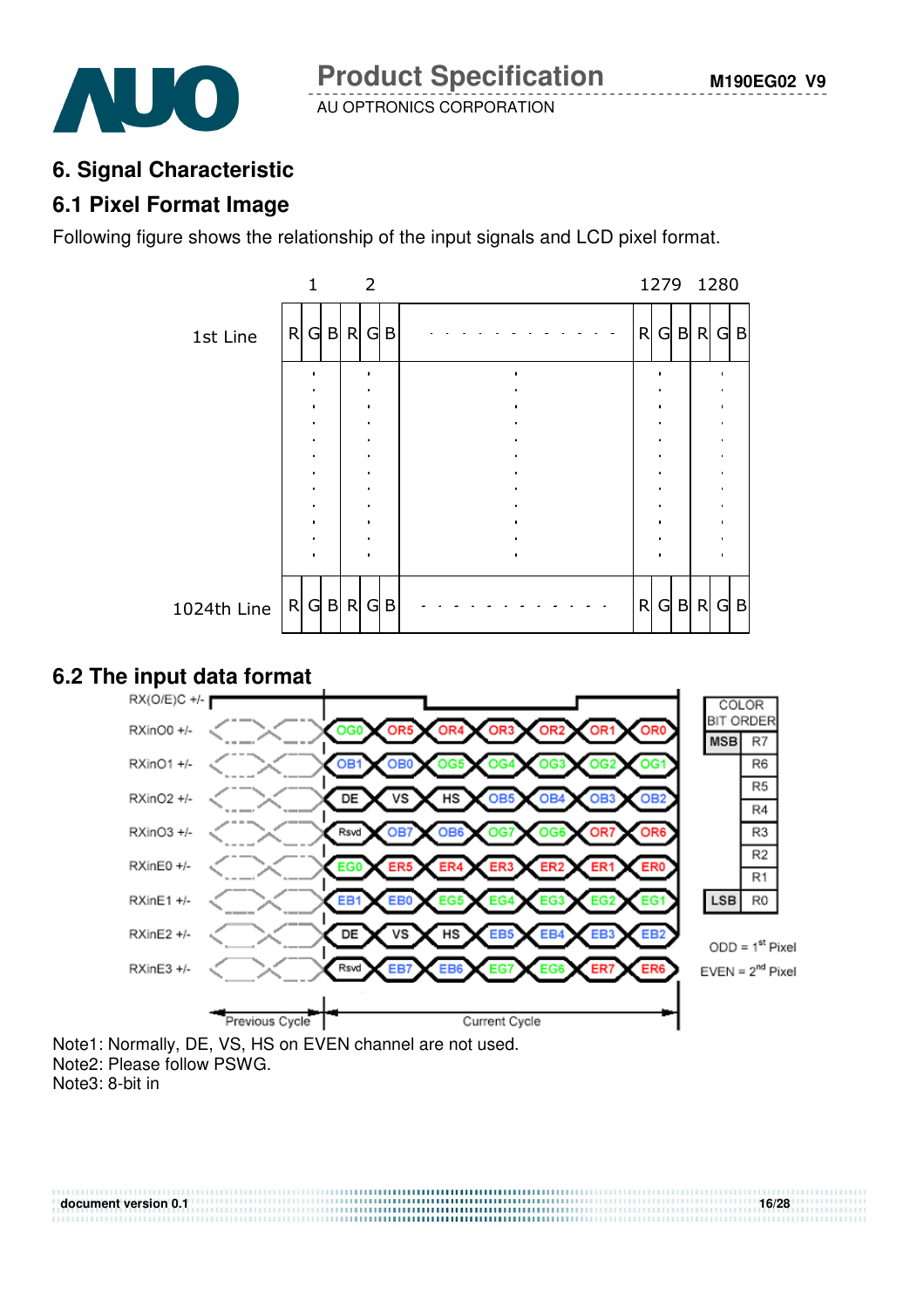# 6. Signal Characteristic

## 6.1 Pixel Format Image

Following figure shows the relationship of the input signals and LCD pixel format.

| | 1 | | | 2 | | | | 1279 | | | 1280 | | |
|---|---|---|---|---|---|---|---|---|---|---|---|---|---|
| 1st Line | R | G | B | R | G | B | - - - - - - - - - - - - - | R | G | B | R | G | B |
| ⋮ | ⋮ | | | ⋮ | | | ⋮ | ⋮ | | | ⋮ | | |
| 1024th Line | R | G | B | R | G | B | - - - - - - - - - - - - - | R | G | B | R | G | B |

## 6.2 The input data format

| Signal | Previous Cycle | Current Cycle | | | | | | |
|---|---|---|---|---|---|---|---|---|
| RX(O/E)C +/- | | | | | | | | |
| RXinO0 +/- | | OG0 | OR5 | OR4 | OR3 | OR2 | OR1 | OR0 |
| RXinO1 +/- | | OB1 | OB0 | OG5 | OG4 | OG3 | OG2 | OG1 |
| RXinO2 +/- | | DE | VS | HS | OB5 | OB4 | OB3 | OB2 |
| RXinO3 +/- | | Rsvd | OB7 | OB6 | OG7 | OG6 | OR7 | OR6 |
| RXinE0 +/- | | EG0 | ER5 | ER4 | ER3 | ER2 | ER1 | ER0 |
| RXinE1 +/- | | EB1 | EB0 | EG5 | EG4 | EG3 | EG2 | EG1 |
| RXinE2 +/- | | DE | VS | HS | EB5 | EB4 | EB3 | EB2 |
| RXinE3 +/- | | Rsvd | EB7 | EB6 | EG7 | EG6 | ER7 | ER6 |

| COLOR BIT ORDER | |
|---|---|
| MSB | R7 |
| | R6 |
| | R5 |
| | R4 |
| | R3 |
| | R2 |
| | R1 |
| LSB | R0 |

ODD = 1st Pixel
EVEN = 2nd Pixel

Note1: Normally, DE, VS, HS on EVEN channel are not used.
Note2: Please follow PSWG.
Note3: 8-bit in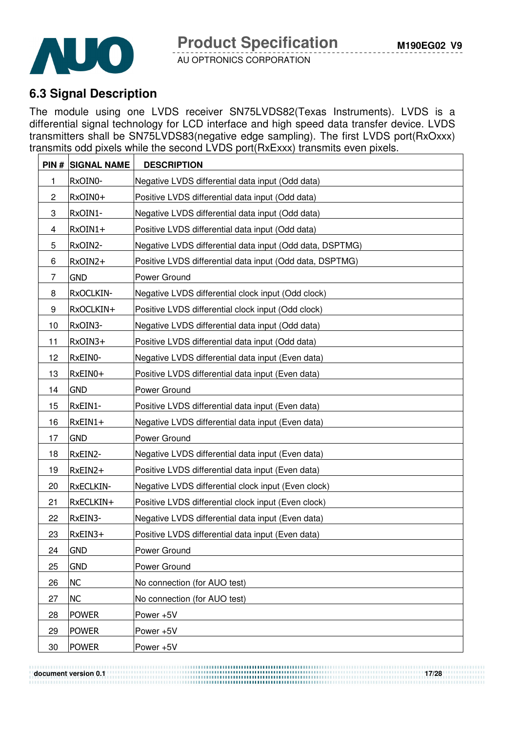## 6.3 Signal Description

The module using one LVDS receiver SN75LVDS82(Texas Instruments). LVDS is a differential signal technology for LCD interface and high speed data transfer device. LVDS transmitters shall be SN75LVDS83(negative edge sampling). The first LVDS port(RxOxxx) transmits odd pixels while the second LVDS port(RxExxx) transmits even pixels.

| PIN # | SIGNAL NAME | DESCRIPTION |
|---|---|---|
| 1 | RxOIN0- | Negative LVDS differential data input (Odd data) |
| 2 | RxOIN0+ | Positive LVDS differential data input (Odd data) |
| 3 | RxOIN1- | Negative LVDS differential data input (Odd data) |
| 4 | RxOIN1+ | Positive LVDS differential data input (Odd data) |
| 5 | RxOIN2- | Negative LVDS differential data input (Odd data, DSPTMG) |
| 6 | RxOIN2+ | Positive LVDS differential data input (Odd data, DSPTMG) |
| 7 | GND | Power Ground |
| 8 | RxOCLKIN- | Negative LVDS differential clock input (Odd clock) |
| 9 | RxOCLKIN+ | Positive LVDS differential clock input (Odd clock) |
| 10 | RxOIN3- | Negative LVDS differential data input (Odd data) |
| 11 | RxOIN3+ | Positive LVDS differential data input (Odd data) |
| 12 | RxEIN0- | Negative LVDS differential data input (Even data) |
| 13 | RxEIN0+ | Positive LVDS differential data input (Even data) |
| 14 | GND | Power Ground |
| 15 | RxEIN1- | Positive LVDS differential data input (Even data) |
| 16 | RxEIN1+ | Negative LVDS differential data input (Even data) |
| 17 | GND | Power Ground |
| 18 | RxEIN2- | Negative LVDS differential data input (Even data) |
| 19 | RxEIN2+ | Positive LVDS differential data input (Even data) |
| 20 | RxECLKIN- | Negative LVDS differential clock input (Even clock) |
| 21 | RxECLKIN+ | Positive LVDS differential clock input (Even clock) |
| 22 | RxEIN3- | Negative LVDS differential data input (Even data) |
| 23 | RxEIN3+ | Positive LVDS differential data input (Even data) |
| 24 | GND | Power Ground |
| 25 | GND | Power Ground |
| 26 | NC | No connection (for AUO test) |
| 27 | NC | No connection (for AUO test) |
| 28 | POWER | Power +5V |
| 29 | POWER | Power +5V |
| 30 | POWER | Power +5V |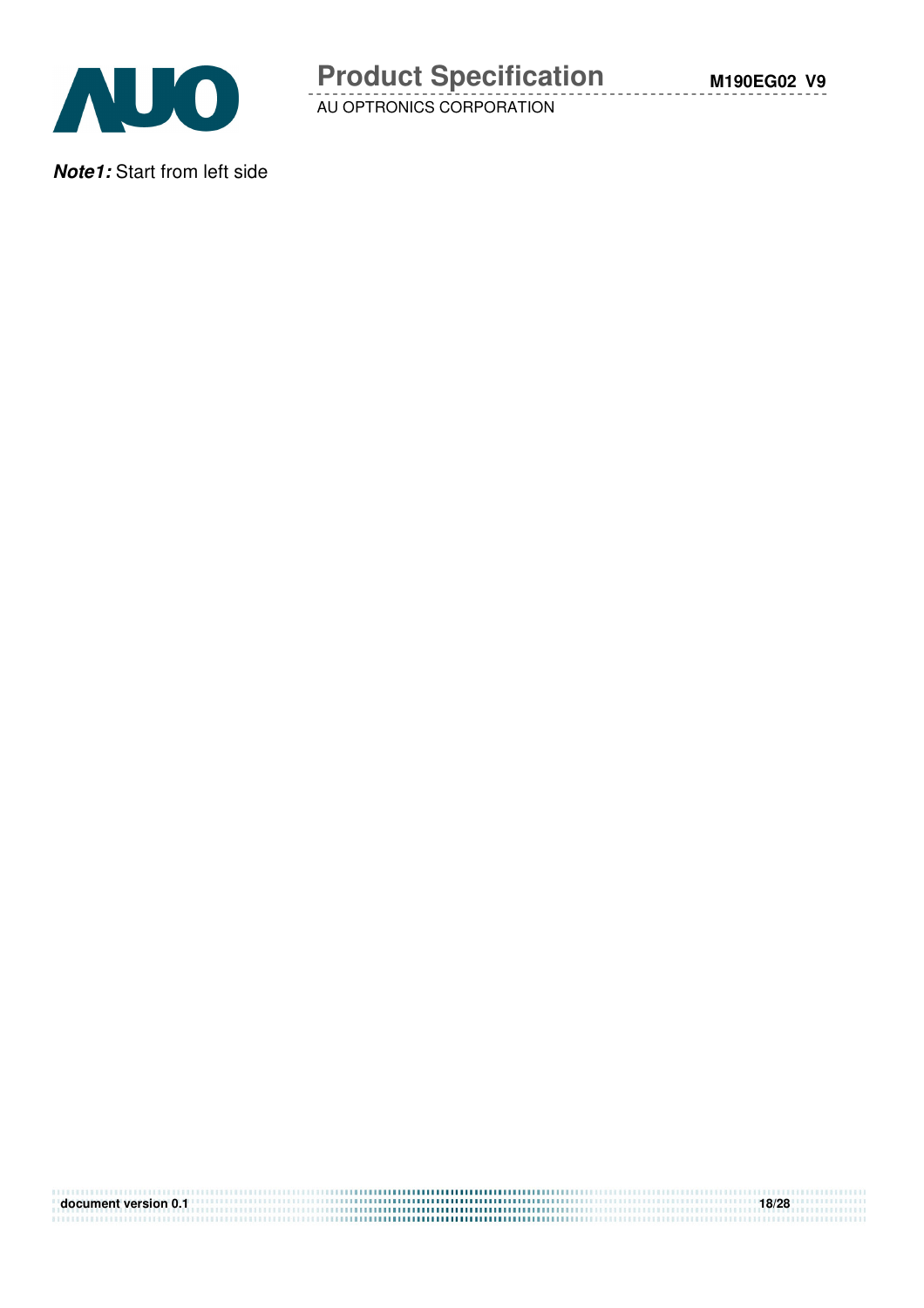***Note1:*** Start from left side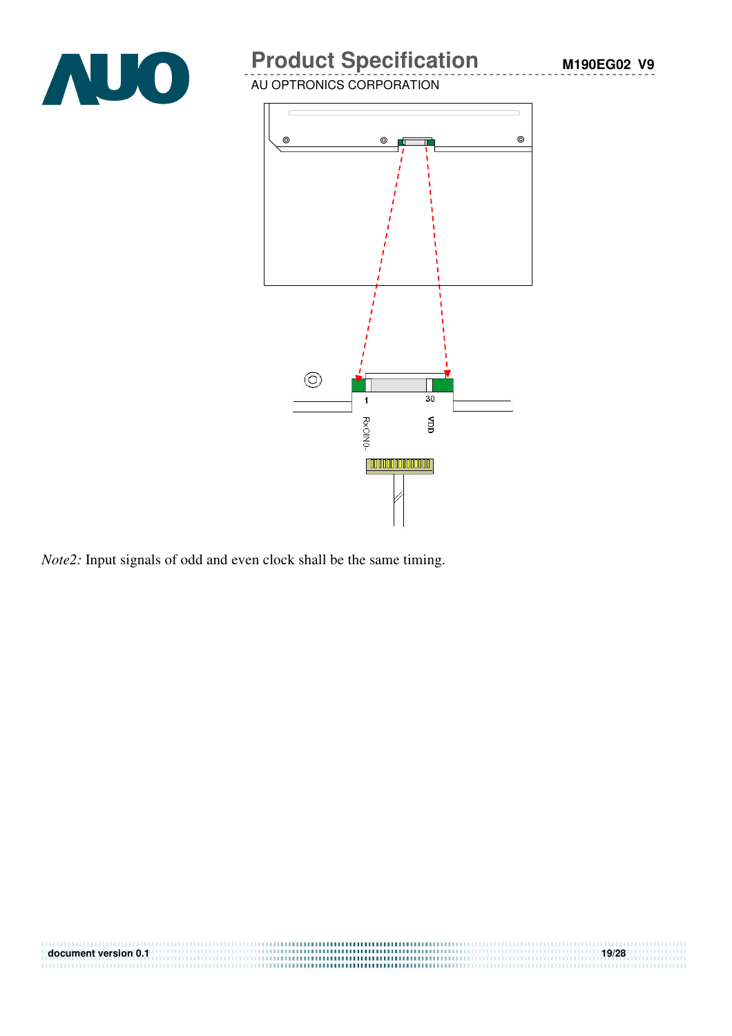*Note2:* Input signals of odd and even clock shall be the same timing.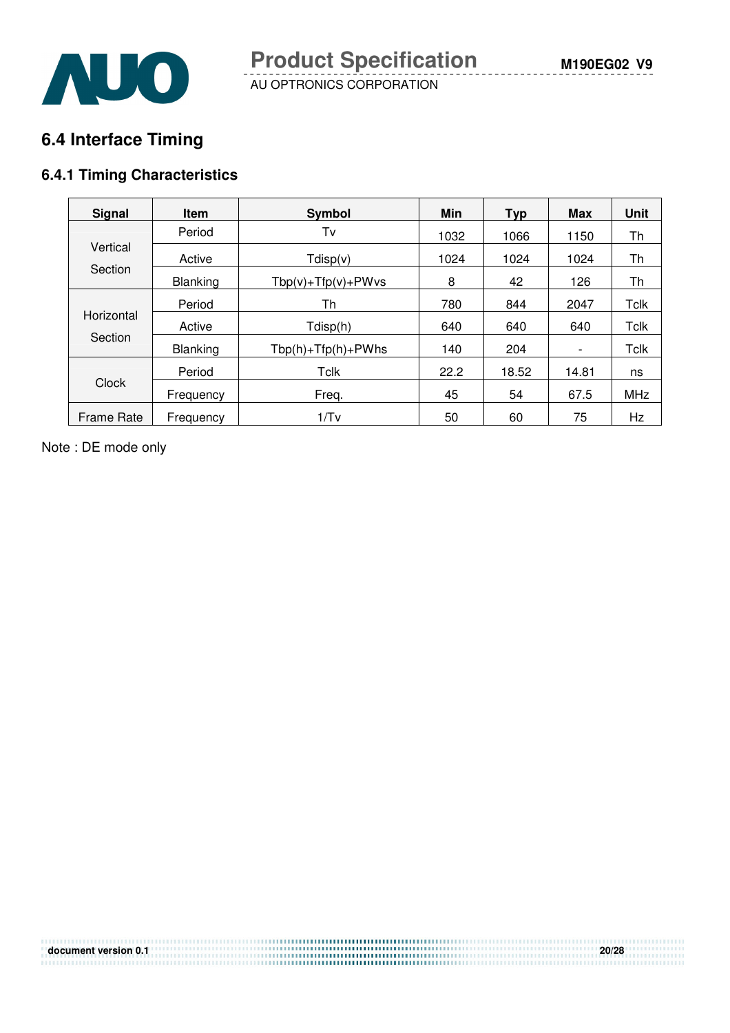## 6.4 Interface Timing

### 6.4.1 Timing Characteristics

| Signal | Item | Symbol | Min | Typ | Max | Unit |
|---|---|---|---|---|---|---|
| Vertical Section | Period | Tv | 1032 | 1066 | 1150 | Th |
| | Active | Tdisp(v) | 1024 | 1024 | 1024 | Th |
| | Blanking | Tbp(v)+Tfp(v)+PWvs | 8 | 42 | 126 | Th |
| Horizontal Section | Period | Th | 780 | 844 | 2047 | Tclk |
| | Active | Tdisp(h) | 640 | 640 | 640 | Tclk |
| | Blanking | Tbp(h)+Tfp(h)+PWhs | 140 | 204 | - | Tclk |
| Clock | Period | Tclk | 22.2 | 18.52 | 14.81 | ns |
| | Frequency | Freq. | 45 | 54 | 67.5 | MHz |
| Frame Rate | Frequency | 1/Tv | 50 | 60 | 75 | Hz |

Note : DE mode only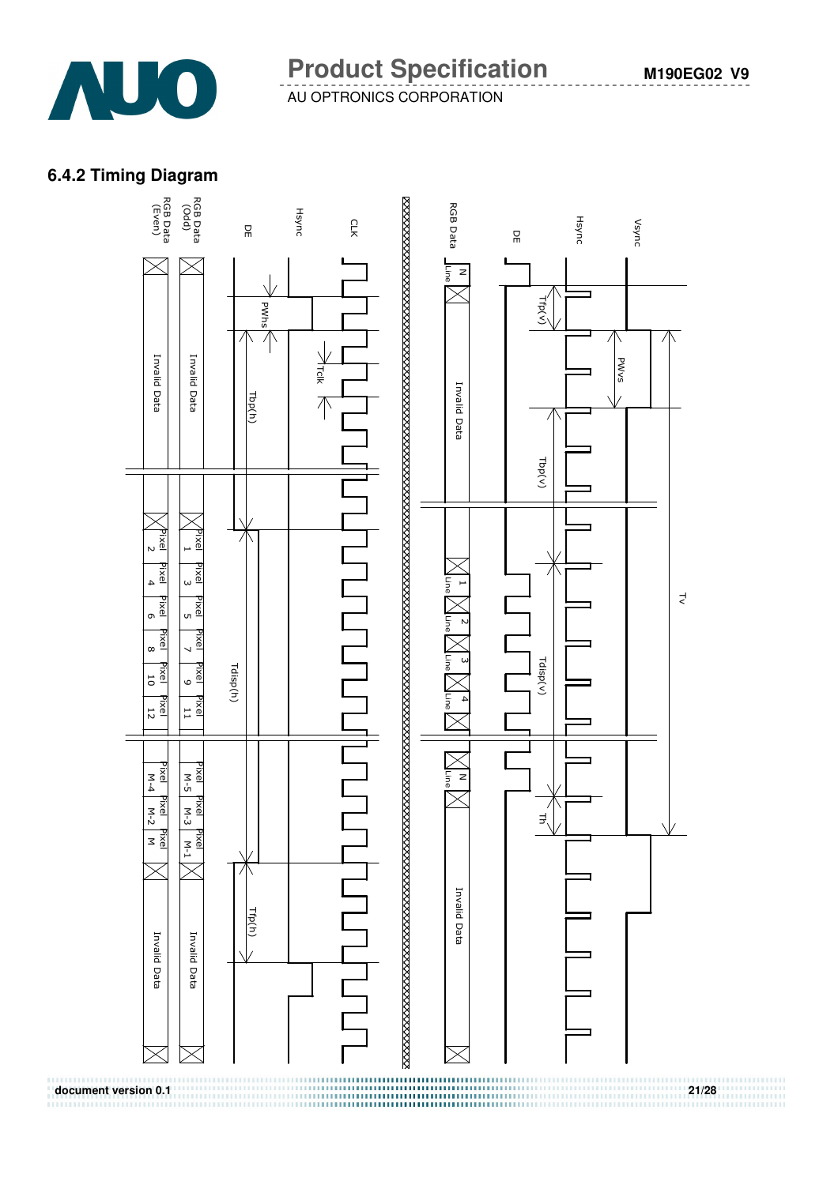### 6.4.2 Timing Diagram

CLK

Hsync

DE

RGB Data (Odd)

RGB Data (Even)

PWhs

Tclk

Tbp(h)

Tdisp(h)

Tfp(h)

Invalid Data

Pixel 1 | Pixel 3 | Pixel 5 | Pixel 7 | Pixel 9 | Pixel 11 | Pixel M-5 | Pixel M-3 | Pixel M-1

Pixel 2 | Pixel 4 | Pixel 6 | Pixel 8 | Pixel 10 | Pixel 12 | Pixel M-4 | Pixel M-2 | Pixel M

Vsync

Hsync

DE

RGB Data

Tfp(v)

PWvs

Tbp(v)

Tdisp(v)

Th

Tv

N Line | 1 Line | 2 Line | 3 Line | 4 Line | N Line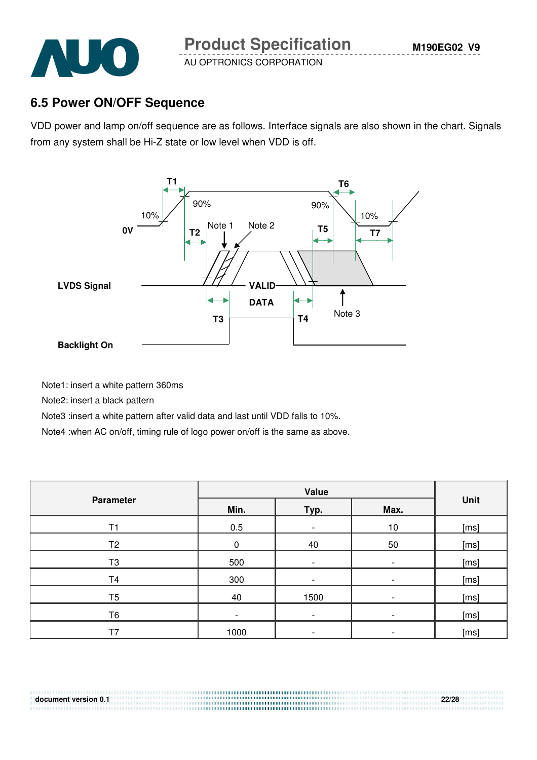## 6.5 Power ON/OFF Sequence

VDD power and lamp on/off sequence are as follows. Interface signals are also shown in the chart. Signals from any system shall be Hi-Z state or low level when VDD is off.

Note1: insert a white pattern 360ms

Note2: insert a black pattern

Note3 :insert a white pattern after valid data and last until VDD falls to 10%.

Note4 :when AC on/off, timing rule of logo power on/off is the same as above.

| Parameter | Value | | | Unit |
|---|---|---|---|---|
| | Min. | Typ. | Max. | |
| T1 | 0.5 | - | 10 | [ms] |
| T2 | 0 | 40 | 50 | [ms] |
| T3 | 500 | - | - | [ms] |
| T4 | 300 | - | - | [ms] |
| T5 | 40 | 1500 | - | [ms] |
| T6 | - | - | - | [ms] |
| T7 | 1000 | - | - | [ms] |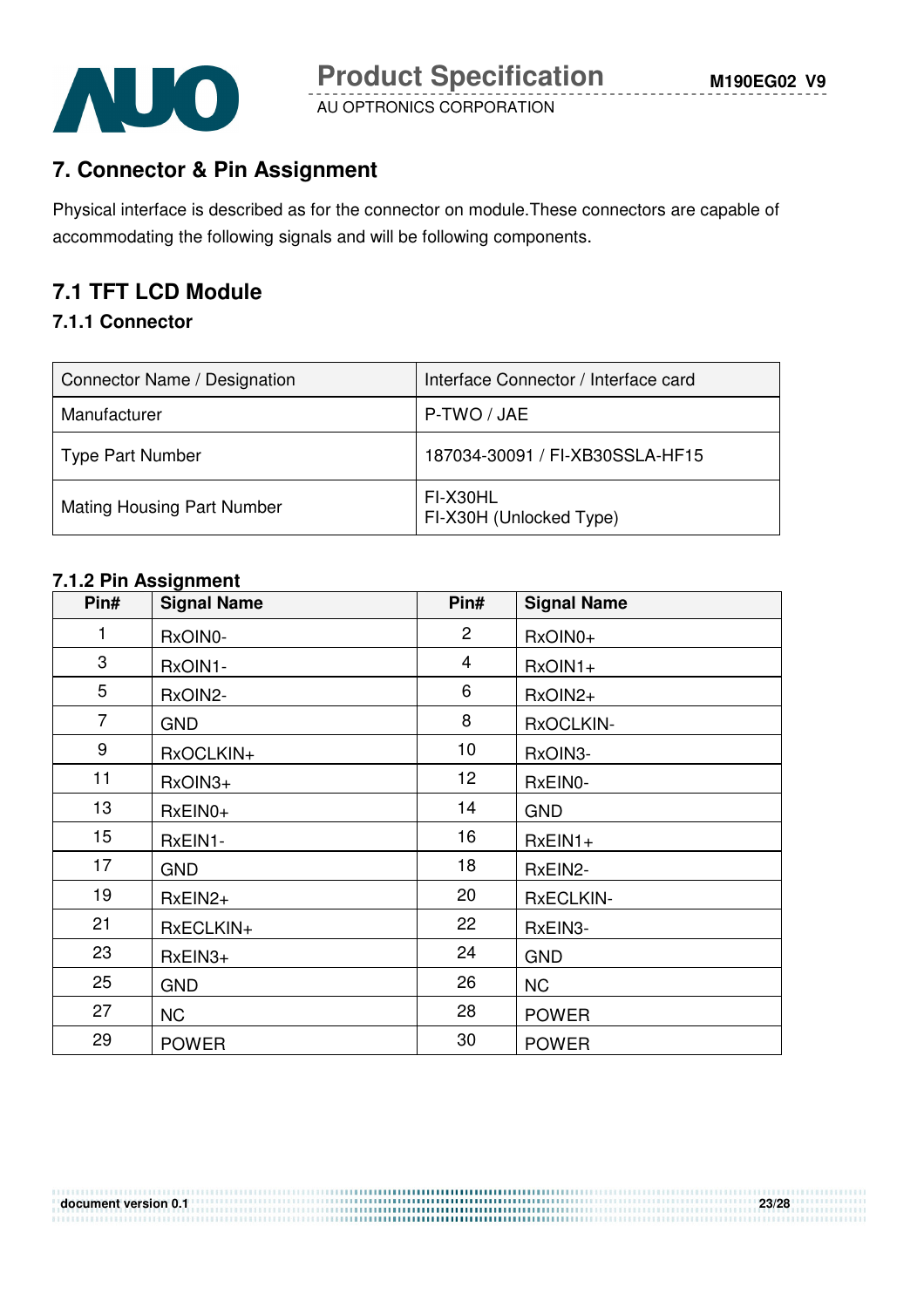# 7. Connector & Pin Assignment

Physical interface is described as for the connector on module.These connectors are capable of accommodating the following signals and will be following components.

## 7.1 TFT LCD Module

### 7.1.1 Connector

| Connector Name / Designation | Interface Connector / Interface card |
|---|---|
| Manufacturer | P-TWO / JAE |
| Type Part Number | 187034-30091 / FI-XB30SSLA-HF15 |
| Mating Housing Part Number | FI-X30HL<br>FI-X30H (Unlocked Type) |

### 7.1.2 Pin Assignment

| Pin# | Signal Name | Pin# | Signal Name |
|---|---|---|---|
| 1 | RxOIN0- | 2 | RxOIN0+ |
| 3 | RxOIN1- | 4 | RxOIN1+ |
| 5 | RxOIN2- | 6 | RxOIN2+ |
| 7 | GND | 8 | RxOCLKIN- |
| 9 | RxOCLKIN+ | 10 | RxOIN3- |
| 11 | RxOIN3+ | 12 | RxEIN0- |
| 13 | RxEIN0+ | 14 | GND |
| 15 | RxEIN1- | 16 | RxEIN1+ |
| 17 | GND | 18 | RxEIN2- |
| 19 | RxEIN2+ | 20 | RxECLKIN- |
| 21 | RxECLKIN+ | 22 | RxEIN3- |
| 23 | RxEIN3+ | 24 | GND |
| 25 | GND | 26 | NC |
| 27 | NC | 28 | POWER |
| 29 | POWER | 30 | POWER |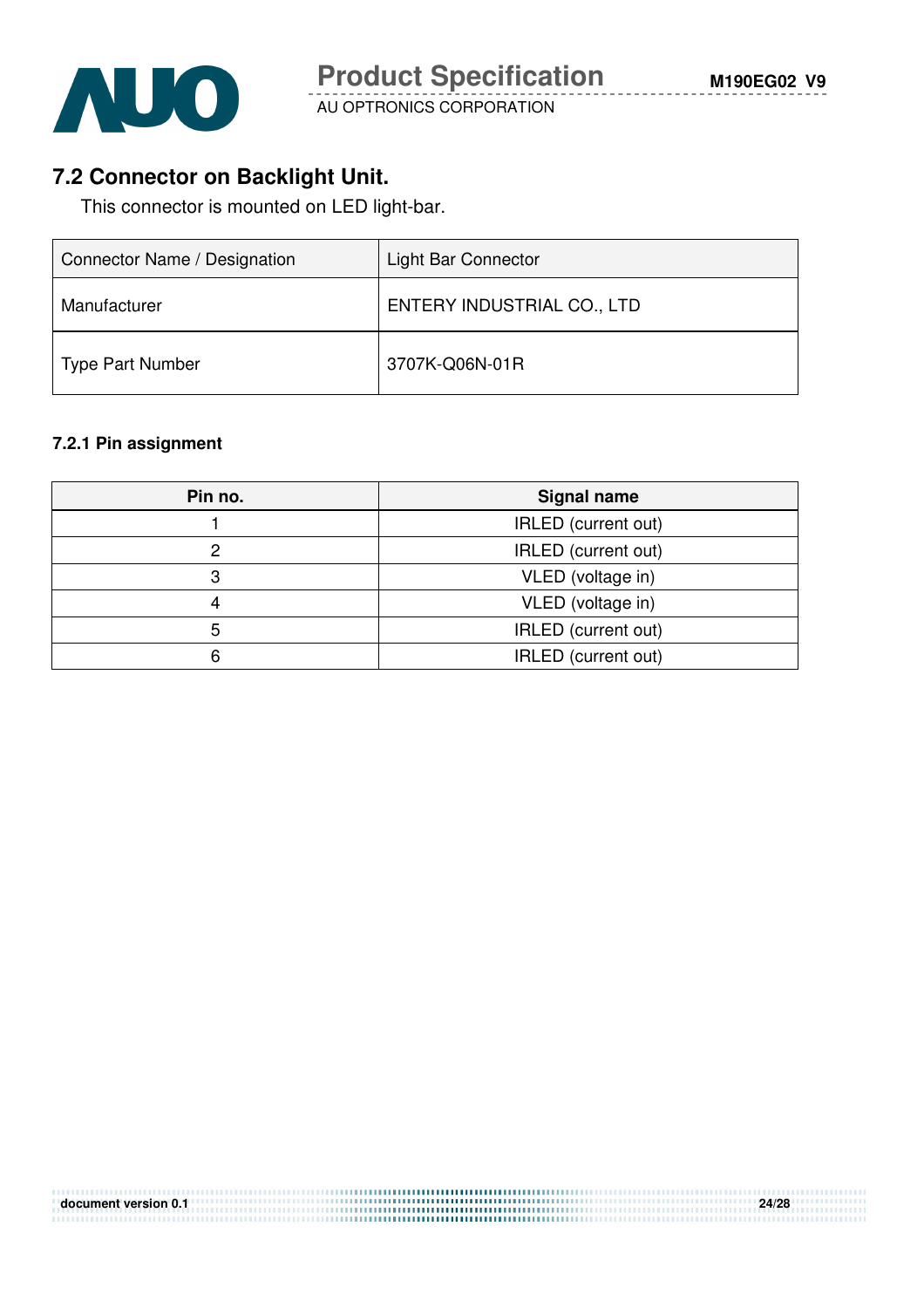## 7.2 Connector on Backlight Unit.

This connector is mounted on LED light-bar.

| Connector Name / Designation | Light Bar Connector |
|---|---|
| Manufacturer | ENTERY INDUSTRIAL CO., LTD |
| Type Part Number | 3707K-Q06N-01R |

### 7.2.1 Pin assignment

| Pin no. | Signal name |
|---|---|
| 1 | IRLED (current out) |
| 2 | IRLED (current out) |
| 3 | VLED (voltage in) |
| 4 | VLED (voltage in) |
| 5 | IRLED (current out) |
| 6 | IRLED (current out) |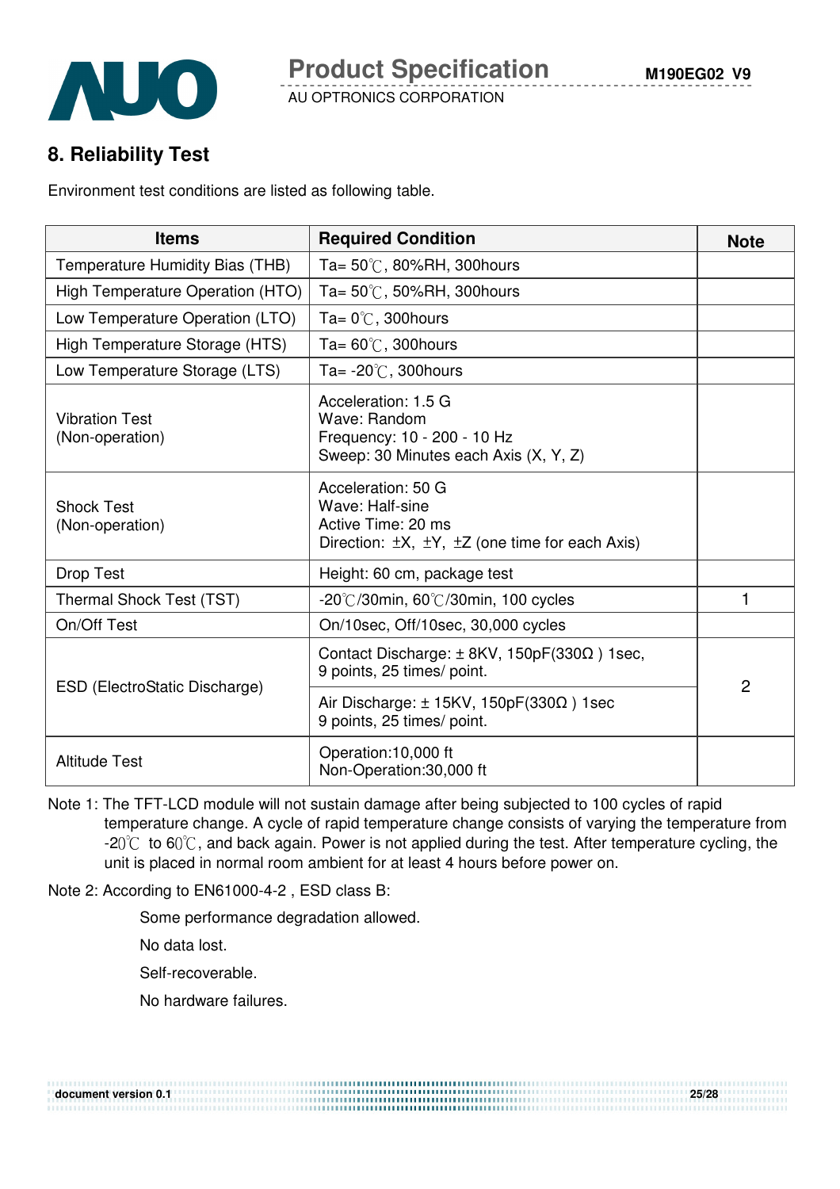## 8. Reliability Test

Environment test conditions are listed as following table.

| Items | Required Condition | Note |
|---|---|---|
| Temperature Humidity Bias (THB) | Ta= 50℃, 80%RH, 300hours | |
| High Temperature Operation (HTO) | Ta= 50℃, 50%RH, 300hours | |
| Low Temperature Operation (LTO) | Ta= 0℃, 300hours | |
| High Temperature Storage (HTS) | Ta= 60℃, 300hours | |
| Low Temperature Storage (LTS) | Ta= -20℃, 300hours | |
| Vibration Test (Non-operation) | Acceleration: 1.5 G<br>Wave: Random<br>Frequency: 10 - 200 - 10 Hz<br>Sweep: 30 Minutes each Axis (X, Y, Z) | |
| Shock Test (Non-operation) | Acceleration: 50 G<br>Wave: Half-sine<br>Active Time: 20 ms<br>Direction: ±X, ±Y, ±Z (one time for each Axis) | |
| Drop Test | Height: 60 cm, package test | |
| Thermal Shock Test (TST) | -20℃/30min, 60℃/30min, 100 cycles | 1 |
| On/Off Test | On/10sec, Off/10sec, 30,000 cycles | |
| ESD (ElectroStatic Discharge) | Contact Discharge: ± 8KV, 150pF(330Ω ) 1sec, 9 points, 25 times/ point. | 2 |
| | Air Discharge: ± 15KV, 150pF(330Ω ) 1sec 9 points, 25 times/ point. | |
| Altitude Test | Operation:10,000 ft<br>Non-Operation:30,000 ft | |

Note 1: The TFT-LCD module will not sustain damage after being subjected to 100 cycles of rapid temperature change. A cycle of rapid temperature change consists of varying the temperature from -20℃ to 60℃, and back again. Power is not applied during the test. After temperature cycling, the unit is placed in normal room ambient for at least 4 hours before power on.

Note 2: According to EN61000-4-2 , ESD class B:

Some performance degradation allowed.

No data lost.

Self-recoverable.

No hardware failures.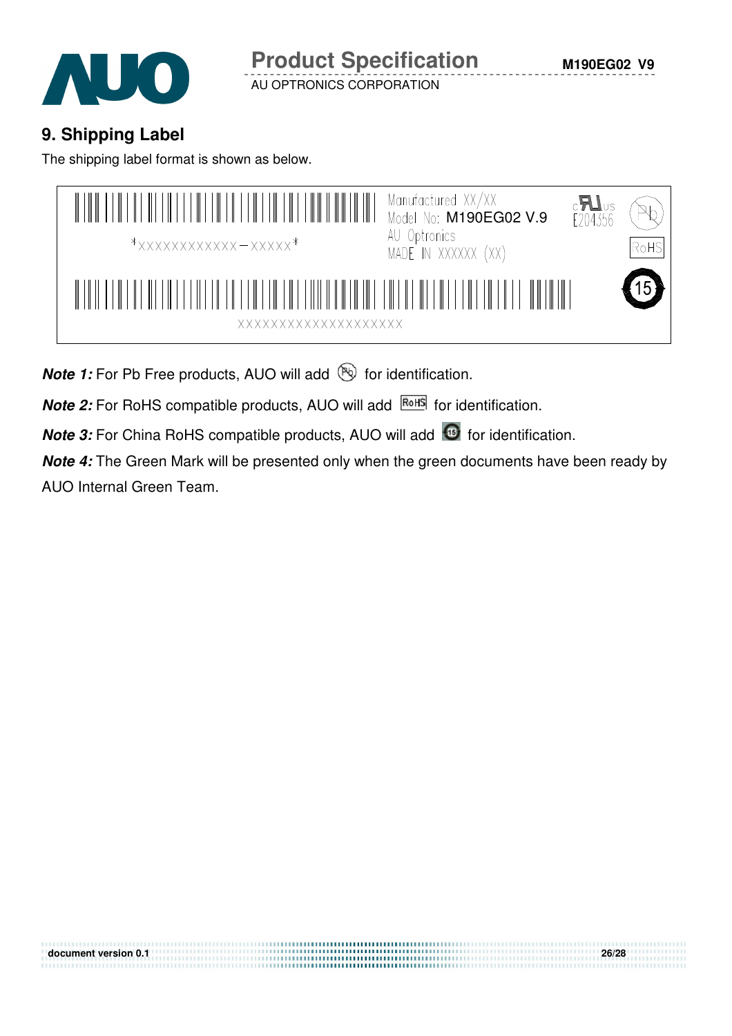## 9. Shipping Label

The shipping label format is shown as below.

*XXXXXXXXXXXX−XXXXX*

Manufactured XX/XX
Model No: M190EG02 V.9
AU Optronics
MADE IN XXXXXX (XX)

E204356

RoHS

15

XXXXXXXXXXXXXXXXXXXX

***Note 1:*** For Pb Free products, AUO will add (Pb) for identification.

***Note 2:*** For RoHS compatible products, AUO will add RoHS for identification.

***Note 3:*** For China RoHS compatible products, AUO will add (15) for identification.

***Note 4:*** The Green Mark will be presented only when the green documents have been ready by AUO Internal Green Team.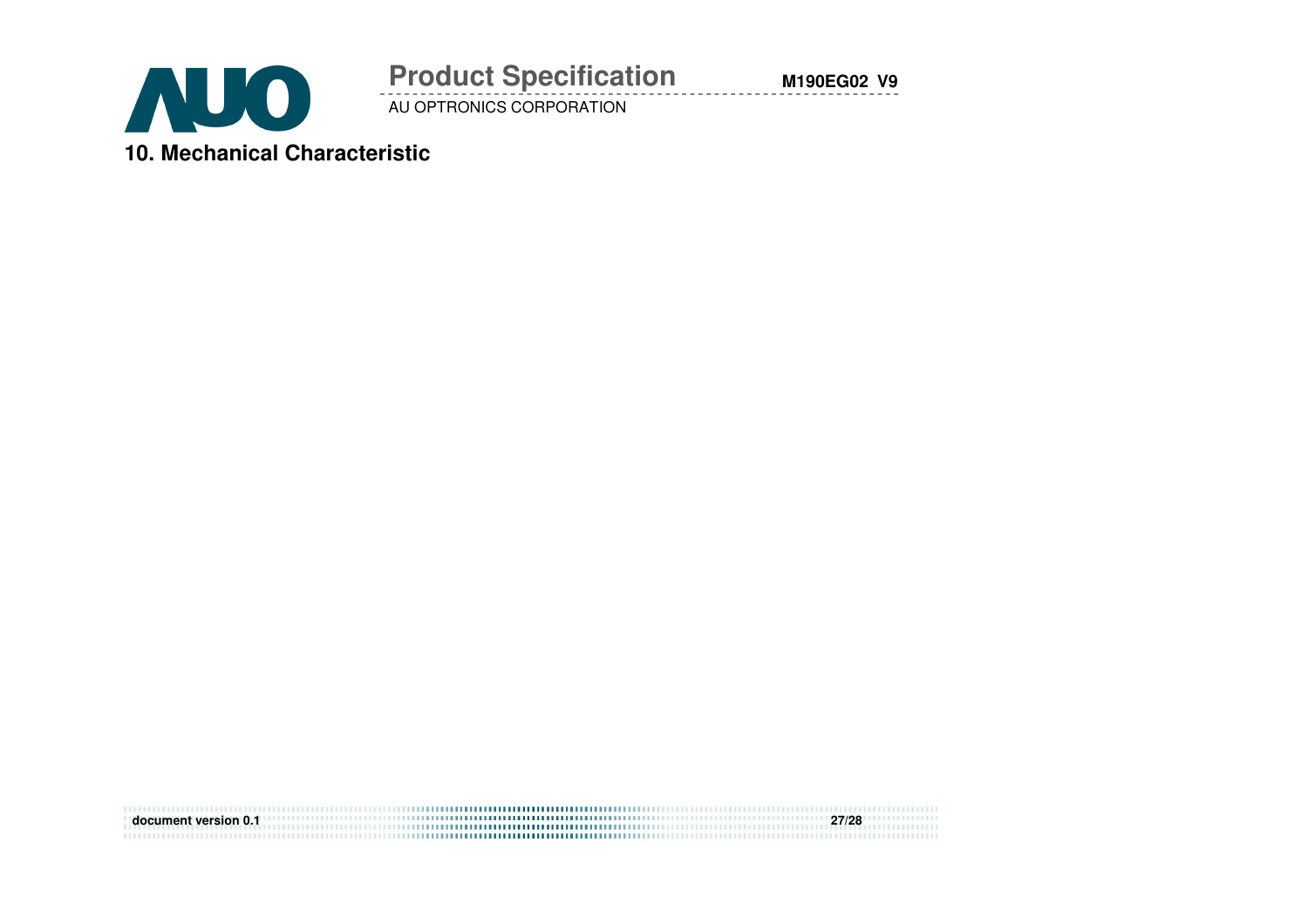## 10. Mechanical Characteristic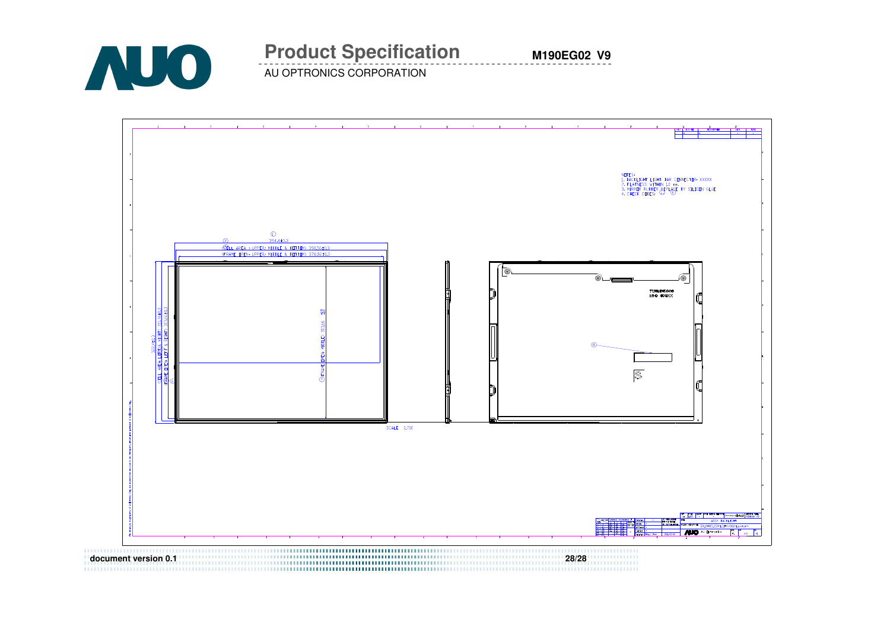NOTES:
1. BACKLIGHT LIGHT BAR CONNECTION: XXXXX
2. FLATNESS WITHIN 1.0 mm
3. MIRROR RUBBER REPLACE BY SILICON GLUE
4. CHECK CODES: ④ ⑤

① 394.4±0.3

② CELL AREA : UPPER, MIDDLE & BOTTOM: 390.56±0.3

③ FRAME OPEN: UPPER, MIDDLE & BOTTOM: 378.92±0.3

④ 350±0.3

CELL AREA: LEFT, RIGHT: 314.78±0.3

FRAME OPEN: LEFT & RIGHT: 303.64±0.3

⑤ FRAME OPEN: MIDDLE: 303.66

SCALE 0.700

ASSY BACKLIGHT

AU Optronics